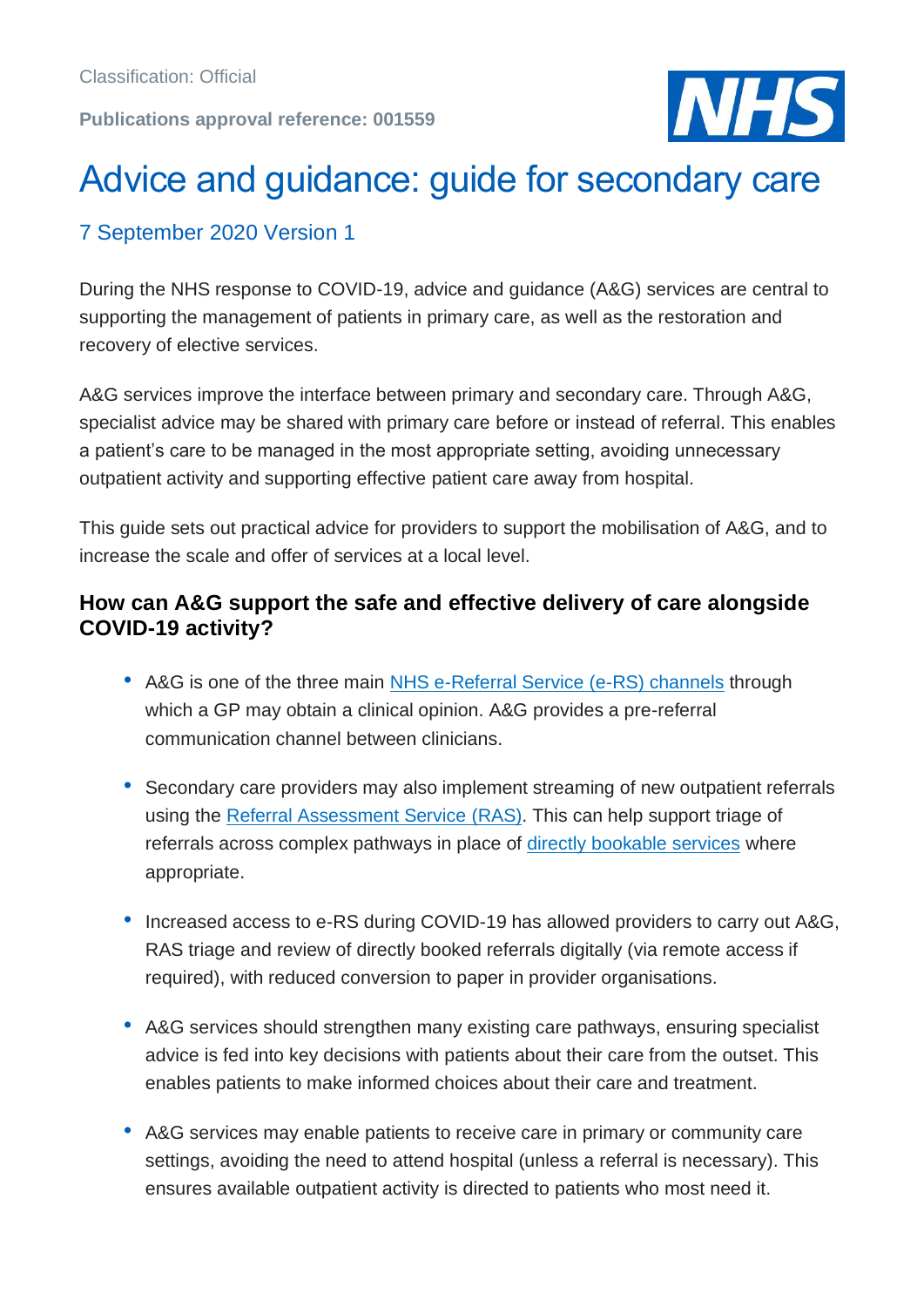Classification: Official

**Publications approval reference: 001559**

# Advice and guidance: guide for secondary care

7 September 2020 Version 1

During the NHS response to COVID-19, advice and guidance (A&G) services are central to supporting the management of patients in primary care, as well as the restoration and recovery of elective services.

A&G services improve the interface between primary and secondary care. Through A&G, specialist advice may be shared with primary care before or instead of referral. This enables a patient's care to be managed in the most appropriate setting, avoiding unnecessary outpatient activity and supporting effective patient care away from hospital.

This guide sets out practical advice for providers to support the mobilisation of A&G, and to increase the scale and offer of services at a local level.

### How can A&G support the safe and effective delivery of care alongside COVID-19 activity?

- A&G is one of the three main NHS e-Referral Service (e-RS) channels through which a GP may obtain a clinical opinion. A&G provides a pre-referral communication channel between clinicians.

- Secondary care providers may also implement streaming of new outpatient referrals using the Referral Assessment Service (RAS). This can help support triage of referrals across complex pathways in place of directly bookable services where appropriate.

- Increased access to e-RS during COVID-19 has allowed providers to carry out A&G, RAS triage and review of directly booked referrals digitally (via remote access if required), with reduced conversion to paper in provider organisations.

- A&G services should strengthen many existing care pathways, ensuring specialist advice is fed into key decisions with patients about their care from the outset. This enables patients to make informed choices about their care and treatment.

- A&G services may enable patients to receive care in primary or community care settings, avoiding the need to attend hospital (unless a referral is necessary). This ensures available outpatient activity is directed to patients who most need it.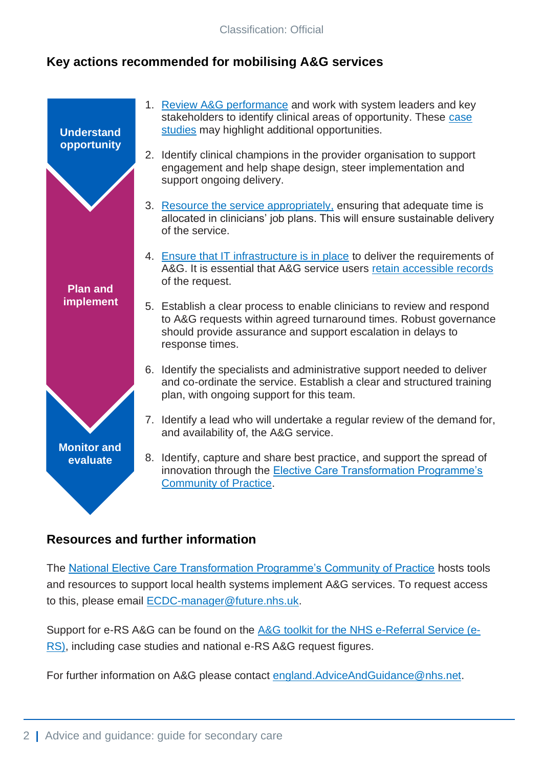## Key actions recommended for mobilising A&G services

**Understand opportunity**

1. Review A&G performance and work with system leaders and key stakeholders to identify clinical areas of opportunity. These case studies may highlight additional opportunities.
2. Identify clinical champions in the provider organisation to support engagement and help shape design, steer implementation and support ongoing delivery.

**Plan and implement**

3. Resource the service appropriately, ensuring that adequate time is allocated in clinicians' job plans. This will ensure sustainable delivery of the service.
4. Ensure that IT infrastructure is in place to deliver the requirements of A&G. It is essential that A&G service users retain accessible records of the request.
5. Establish a clear process to enable clinicians to review and respond to A&G requests within agreed turnaround times. Robust governance should provide assurance and support escalation in delays to response times.
6. Identify the specialists and administrative support needed to deliver and co-ordinate the service. Establish a clear and structured training plan, with ongoing support for this team.

**Monitor and evaluate**

7. Identify a lead who will undertake a regular review of the demand for, and availability of, the A&G service.
8. Identify, capture and share best practice, and support the spread of innovation through the Elective Care Transformation Programme's Community of Practice.

## Resources and further information

The National Elective Care Transformation Programme's Community of Practice hosts tools and resources to support local health systems implement A&G services. To request access to this, please email ECDC-manager@future.nhs.uk.

Support for e-RS A&G can be found on the A&G toolkit for the NHS e-Referral Service (e-RS), including case studies and national e-RS A&G request figures.

For further information on A&G please contact england.AdviceAndGuidance@nhs.net.